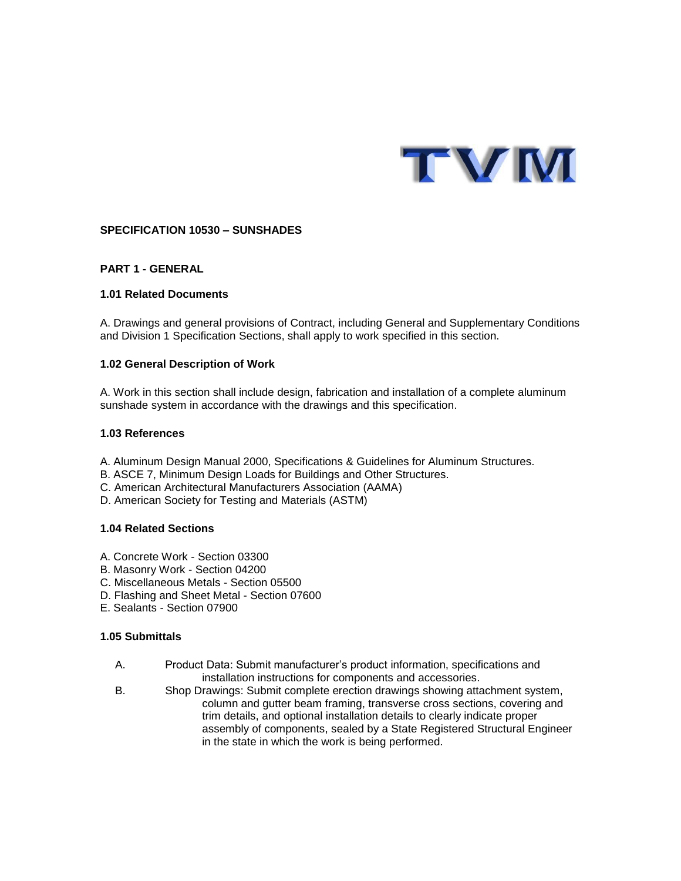TVM

## SPECIFICATION 10530 – SUNSHADES

### PART 1 - GENERAL

#### 1.01 Related Documents

A. Drawings and general provisions of Contract, including General and Supplementary Conditions and Division 1 Specification Sections, shall apply to work specified in this section.

#### 1.02 General Description of Work

A. Work in this section shall include design, fabrication and installation of a complete aluminum sunshade system in accordance with the drawings and this specification.

#### 1.03 References

A. Aluminum Design Manual 2000, Specifications & Guidelines for Aluminum Structures.
B. ASCE 7, Minimum Design Loads for Buildings and Other Structures.
C. American Architectural Manufacturers Association (AAMA)
D. American Society for Testing and Materials (ASTM)

#### 1.04 Related Sections

A. Concrete Work - Section 03300
B. Masonry Work - Section 04200
C. Miscellaneous Metals - Section 05500
D. Flashing and Sheet Metal - Section 07600
E. Sealants - Section 07900

#### 1.05 Submittals

A. Product Data: Submit manufacturer's product information, specifications and installation instructions for components and accessories.

B. Shop Drawings: Submit complete erection drawings showing attachment system, column and gutter beam framing, transverse cross sections, covering and trim details, and optional installation details to clearly indicate proper assembly of components, sealed by a State Registered Structural Engineer in the state in which the work is being performed.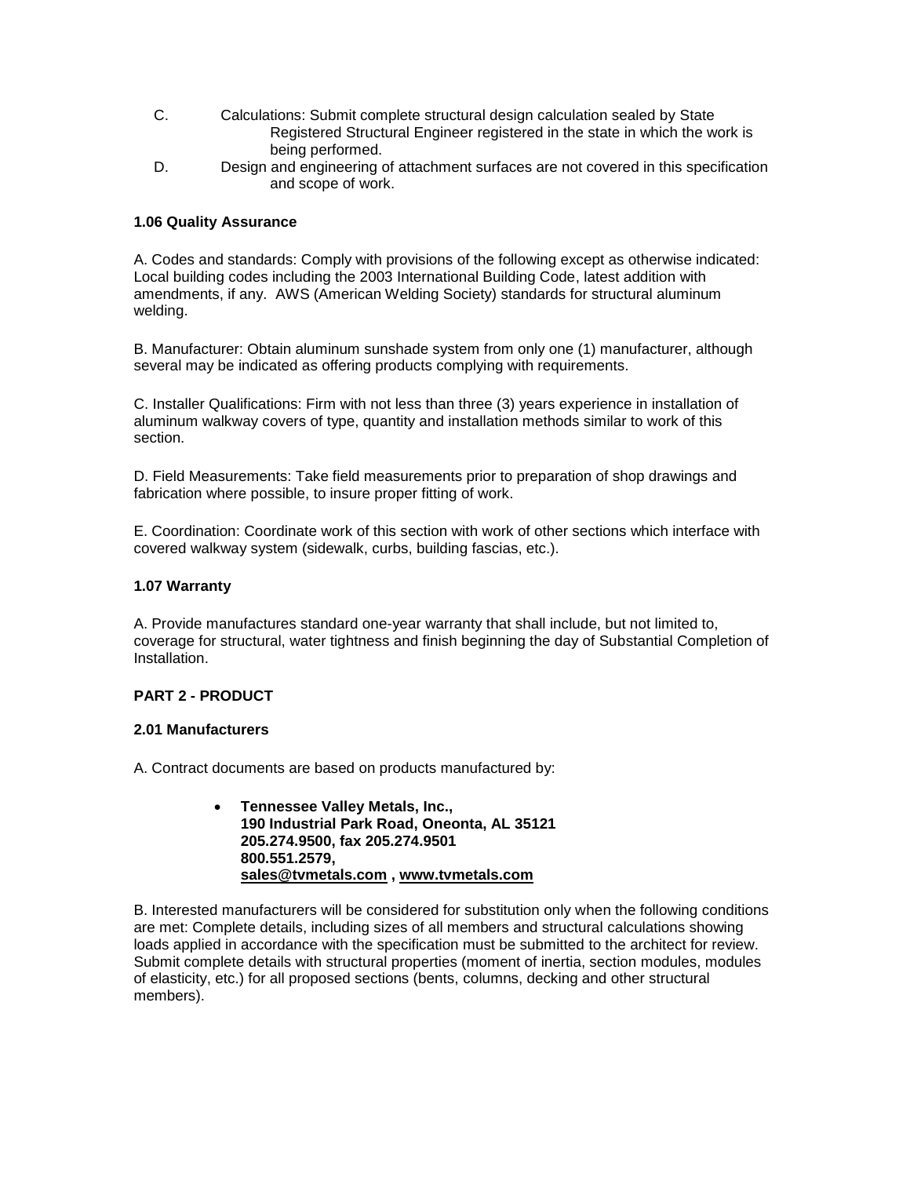C. Calculations: Submit complete structural design calculation sealed by State Registered Structural Engineer registered in the state in which the work is being performed.

D. Design and engineering of attachment surfaces are not covered in this specification and scope of work.

**1.06 Quality Assurance**

A. Codes and standards: Comply with provisions of the following except as otherwise indicated: Local building codes including the 2003 International Building Code, latest addition with amendments, if any. AWS (American Welding Society) standards for structural aluminum welding.

B. Manufacturer: Obtain aluminum sunshade system from only one (1) manufacturer, although several may be indicated as offering products complying with requirements.

C. Installer Qualifications: Firm with not less than three (3) years experience in installation of aluminum walkway covers of type, quantity and installation methods similar to work of this section.

D. Field Measurements: Take field measurements prior to preparation of shop drawings and fabrication where possible, to insure proper fitting of work.

E. Coordination: Coordinate work of this section with work of other sections which interface with covered walkway system (sidewalk, curbs, building fascias, etc.).

**1.07 Warranty**

A. Provide manufactures standard one-year warranty that shall include, but not limited to, coverage for structural, water tightness and finish beginning the day of Substantial Completion of Installation.

**PART 2 - PRODUCT**

**2.01 Manufacturers**

A. Contract documents are based on products manufactured by:

- **Tennessee Valley Metals, Inc.,**
  **190 Industrial Park Road, Oneonta, AL 35121**
  **205.274.9500, fax 205.274.9501**
  **800.551.2579,**
  **sales@tvmetals.com , www.tvmetals.com**

B. Interested manufacturers will be considered for substitution only when the following conditions are met: Complete details, including sizes of all members and structural calculations showing loads applied in accordance with the specification must be submitted to the architect for review. Submit complete details with structural properties (moment of inertia, section modules, modules of elasticity, etc.) for all proposed sections (bents, columns, decking and other structural members).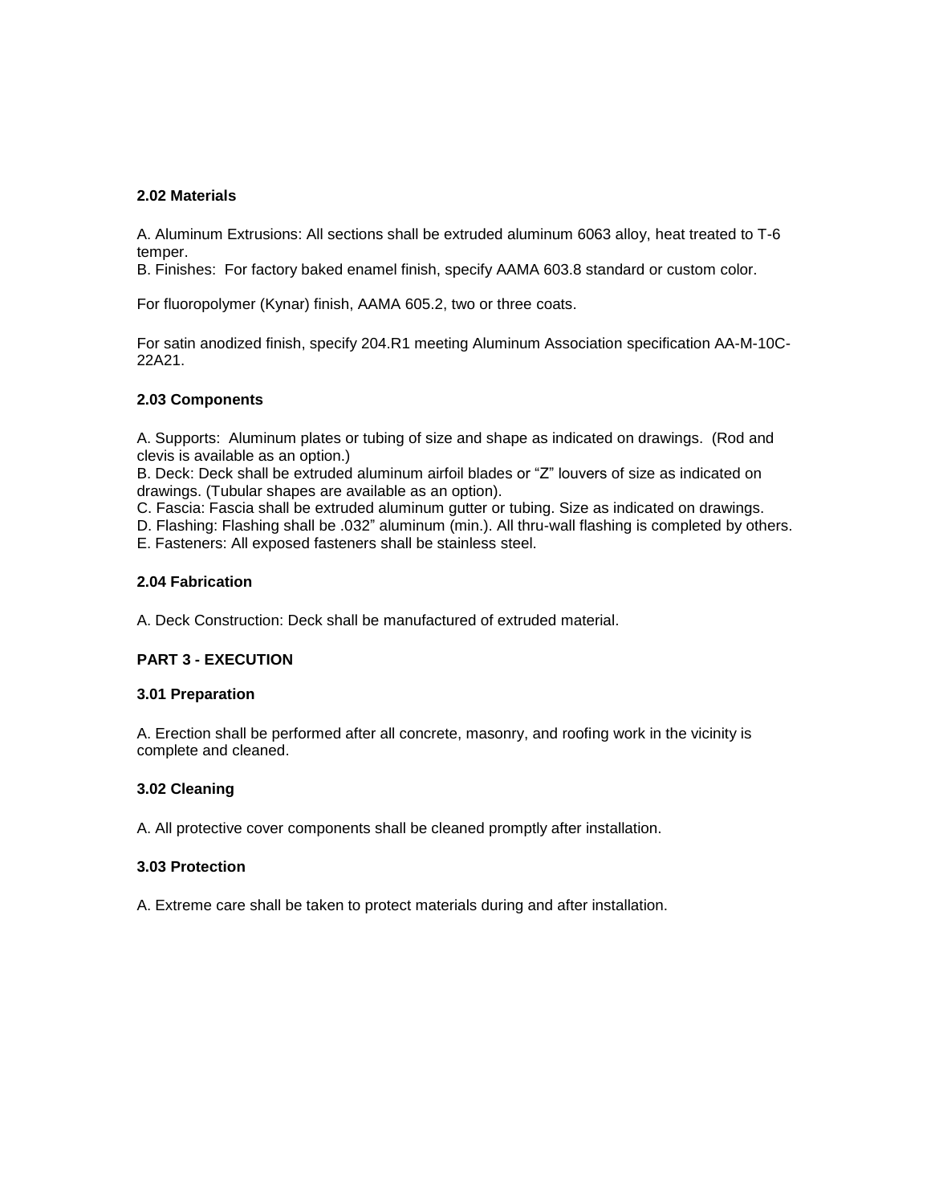**2.02 Materials**

A. Aluminum Extrusions: All sections shall be extruded aluminum 6063 alloy, heat treated to T-6 temper.
B. Finishes: For factory baked enamel finish, specify AAMA 603.8 standard or custom color.

For fluoropolymer (Kynar) finish, AAMA 605.2, two or three coats.

For satin anodized finish, specify 204.R1 meeting Aluminum Association specification AA-M-10C-22A21.

**2.03 Components**

A. Supports: Aluminum plates or tubing of size and shape as indicated on drawings. (Rod and clevis is available as an option.)
B. Deck: Deck shall be extruded aluminum airfoil blades or "Z" louvers of size as indicated on drawings. (Tubular shapes are available as an option).
C. Fascia: Fascia shall be extruded aluminum gutter or tubing. Size as indicated on drawings.
D. Flashing: Flashing shall be .032" aluminum (min.). All thru-wall flashing is completed by others.
E. Fasteners: All exposed fasteners shall be stainless steel.

**2.04 Fabrication**

A. Deck Construction: Deck shall be manufactured of extruded material.

**PART 3 - EXECUTION**

**3.01 Preparation**

A. Erection shall be performed after all concrete, masonry, and roofing work in the vicinity is complete and cleaned.

**3.02 Cleaning**

A. All protective cover components shall be cleaned promptly after installation.

**3.03 Protection**

A. Extreme care shall be taken to protect materials during and after installation.